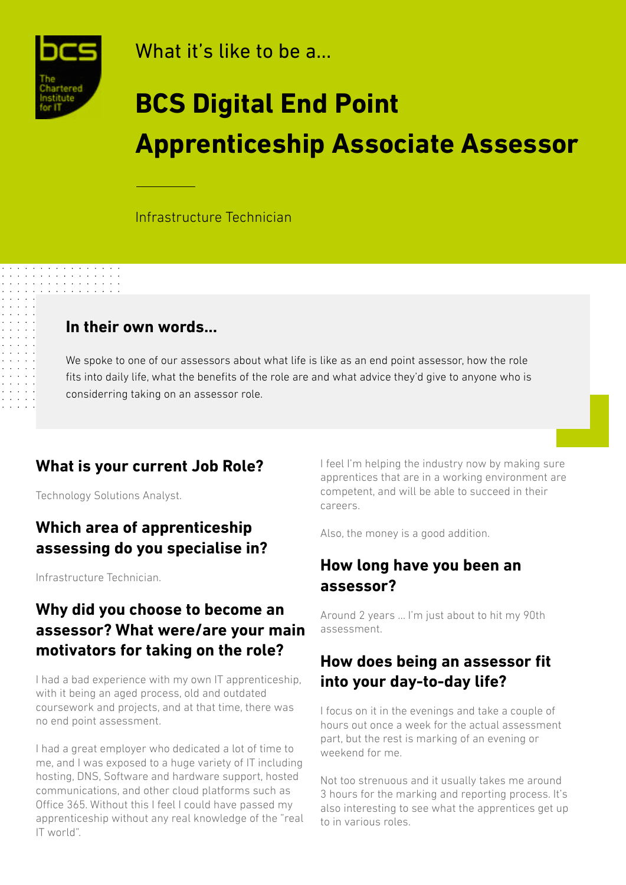What it's like to be a...

# BCS Digital End Point Apprenticeship Associate Assessor

Infrastructure Technician

## In their own words...

We spoke to one of our assessors about what life is like as an end point assessor, how the role fits into daily life, what the benefits of the role are and what advice they'd give to anyone who is considerring taking on an assessor role.

## What is your current Job Role?

Technology Solutions Analyst.

## Which area of apprenticeship assessing do you specialise in?

Infrastructure Technician.

## Why did you choose to become an assessor? What were/are your main motivators for taking on the role?

I had a bad experience with my own IT apprenticeship, with it being an aged process, old and outdated coursework and projects, and at that time, there was no end point assessment.

I had a great employer who dedicated a lot of time to me, and I was exposed to a huge variety of IT including hosting, DNS, Software and hardware support, hosted communications, and other cloud platforms such as Office 365. Without this I feel I could have passed my apprenticeship without any real knowledge of the "real IT world".

I feel I'm helping the industry now by making sure apprentices that are in a working environment are competent, and will be able to succeed in their careers.

Also, the money is a good addition.

## How long have you been an assessor?

Around 2 years ... I'm just about to hit my 90th assessment.

## How does being an assessor fit into your day-to-day life?

I focus on it in the evenings and take a couple of hours out once a week for the actual assessment part, but the rest is marking of an evening or weekend for me.

Not too strenuous and it usually takes me around 3 hours for the marking and reporting process. It's also interesting to see what the apprentices get up to in various roles.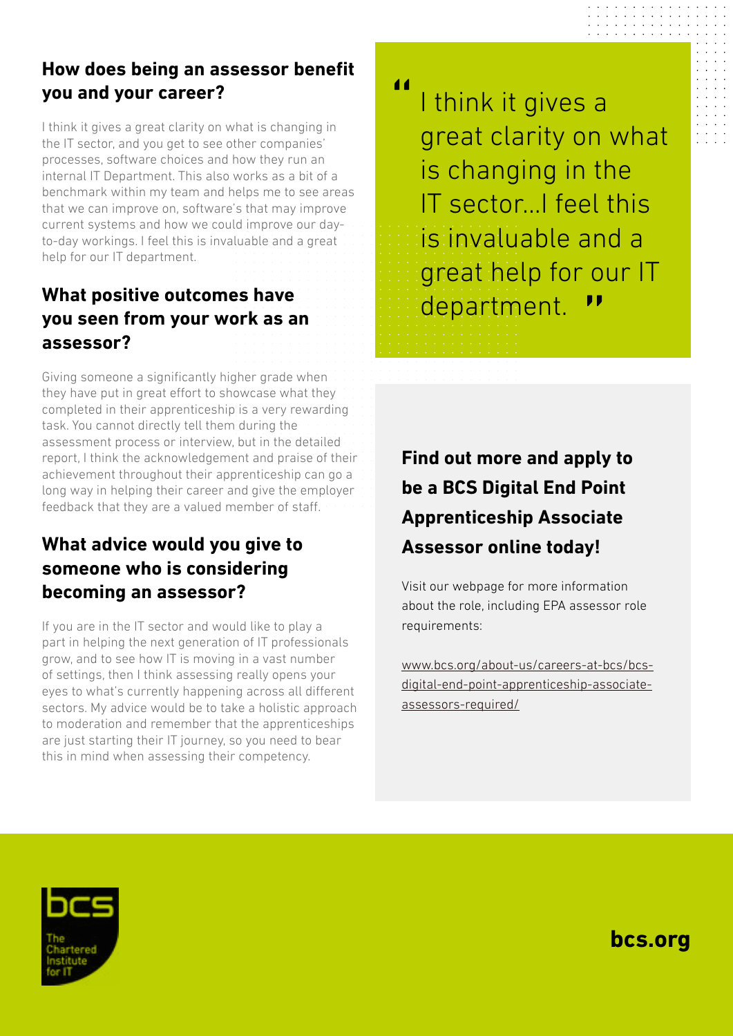## How does being an assessor benefit you and your career?

I think it gives a great clarity on what is changing in the IT sector, and you get to see other companies' processes, software choices and how they run an internal IT Department. This also works as a bit of a benchmark within my team and helps me to see areas that we can improve on, software's that may improve current systems and how we could improve our day-to-day workings. I feel this is invaluable and a great help for our IT department.

## What positive outcomes have you seen from your work as an assessor?

Giving someone a significantly higher grade when they have put in great effort to showcase what they completed in their apprenticeship is a very rewarding task. You cannot directly tell them during the assessment process or interview, but in the detailed report, I think the acknowledgement and praise of their achievement throughout their apprenticeship can go a long way in helping their career and give the employer feedback that they are a valued member of staff.

## What advice would you give to someone who is considering becoming an assessor?

If you are in the IT sector and would like to play a part in helping the next generation of IT professionals grow, and to see how IT is moving in a vast number of settings, then I think assessing really opens your eyes to what's currently happening across all different sectors. My advice would be to take a holistic approach to moderation and remember that the apprenticeships are just starting their IT journey, so you need to bear this in mind when assessing their competency.

> "I think it gives a great clarity on what is changing in the IT sector...I feel this is invaluable and a great help for our IT department."

## Find out more and apply to be a BCS Digital End Point Apprenticeship Associate Assessor online today!

Visit our webpage for more information about the role, including EPA assessor role requirements:

www.bcs.org/about-us/careers-at-bcs/bcs-digital-end-point-apprenticeship-associate-assessors-required/

bcs The Chartered Institute for IT

**bcs.org**